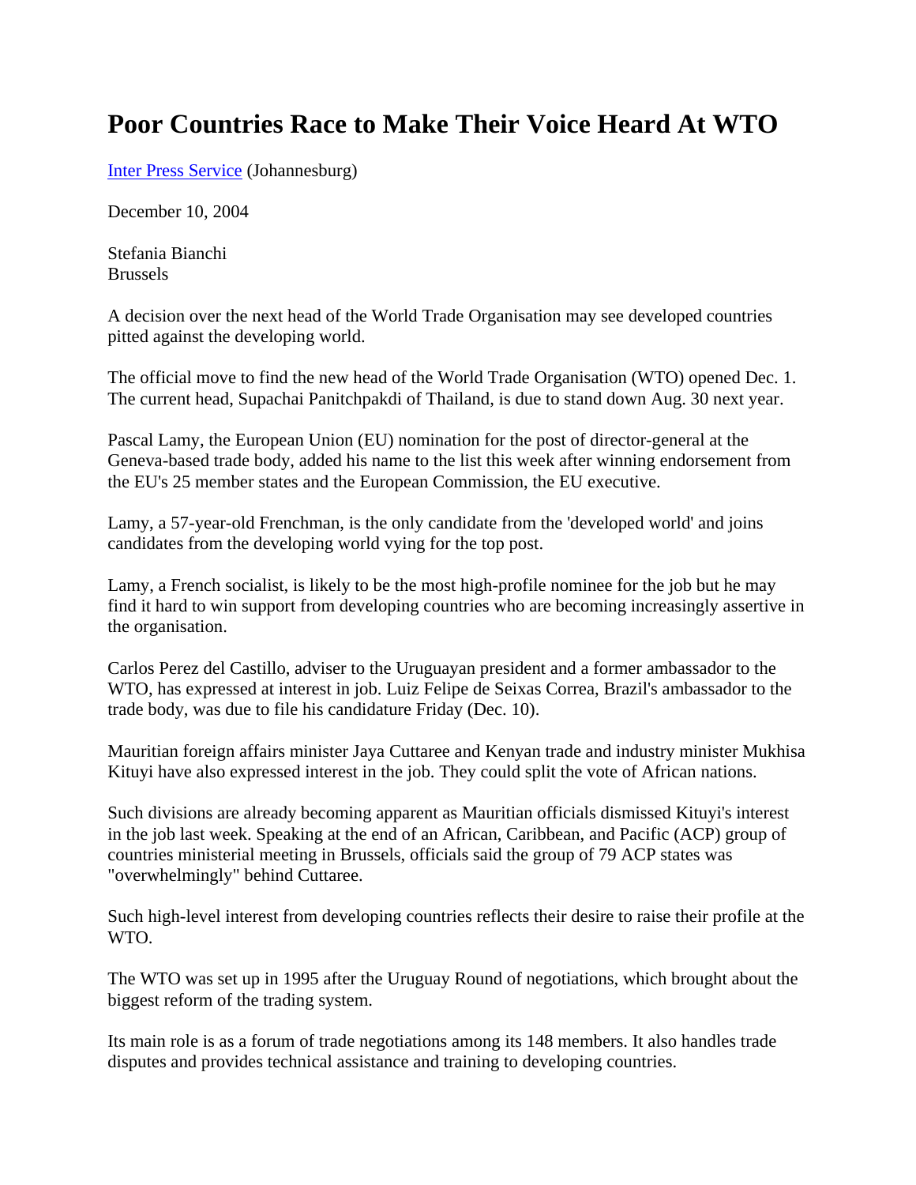# Poor Countries Race to Make Their Voice Heard At WTO

Inter Press Service (Johannesburg)

December 10, 2004

Stefania Bianchi
Brussels

A decision over the next head of the World Trade Organisation may see developed countries pitted against the developing world.

The official move to find the new head of the World Trade Organisation (WTO) opened Dec. 1. The current head, Supachai Panitchpakdi of Thailand, is due to stand down Aug. 30 next year.

Pascal Lamy, the European Union (EU) nomination for the post of director-general at the Geneva-based trade body, added his name to the list this week after winning endorsement from the EU's 25 member states and the European Commission, the EU executive.

Lamy, a 57-year-old Frenchman, is the only candidate from the 'developed world' and joins candidates from the developing world vying for the top post.

Lamy, a French socialist, is likely to be the most high-profile nominee for the job but he may find it hard to win support from developing countries who are becoming increasingly assertive in the organisation.

Carlos Perez del Castillo, adviser to the Uruguayan president and a former ambassador to the WTO, has expressed at interest in job. Luiz Felipe de Seixas Correa, Brazil's ambassador to the trade body, was due to file his candidature Friday (Dec. 10).

Mauritian foreign affairs minister Jaya Cuttaree and Kenyan trade and industry minister Mukhisa Kituyi have also expressed interest in the job. They could split the vote of African nations.

Such divisions are already becoming apparent as Mauritian officials dismissed Kituyi's interest in the job last week. Speaking at the end of an African, Caribbean, and Pacific (ACP) group of countries ministerial meeting in Brussels, officials said the group of 79 ACP states was "overwhelmingly" behind Cuttaree.

Such high-level interest from developing countries reflects their desire to raise their profile at the WTO.

The WTO was set up in 1995 after the Uruguay Round of negotiations, which brought about the biggest reform of the trading system.

Its main role is as a forum of trade negotiations among its 148 members. It also handles trade disputes and provides technical assistance and training to developing countries.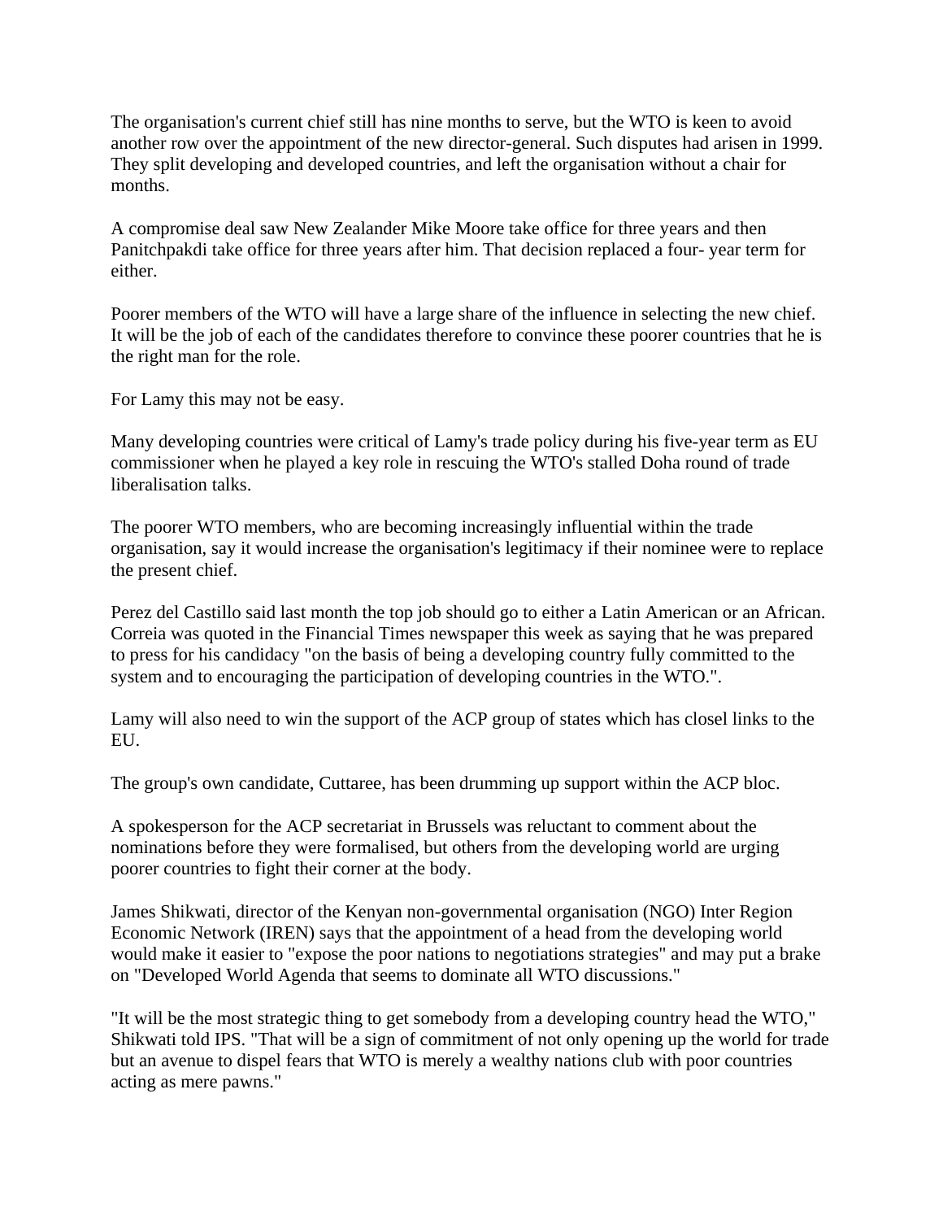The organisation's current chief still has nine months to serve, but the WTO is keen to avoid another row over the appointment of the new director-general. Such disputes had arisen in 1999. They split developing and developed countries, and left the organisation without a chair for months.

A compromise deal saw New Zealander Mike Moore take office for three years and then Panitchpakdi take office for three years after him. That decision replaced a four- year term for either.

Poorer members of the WTO will have a large share of the influence in selecting the new chief. It will be the job of each of the candidates therefore to convince these poorer countries that he is the right man for the role.

For Lamy this may not be easy.

Many developing countries were critical of Lamy's trade policy during his five-year term as EU commissioner when he played a key role in rescuing the WTO's stalled Doha round of trade liberalisation talks.

The poorer WTO members, who are becoming increasingly influential within the trade organisation, say it would increase the organisation's legitimacy if their nominee were to replace the present chief.

Perez del Castillo said last month the top job should go to either a Latin American or an African. Correia was quoted in the Financial Times newspaper this week as saying that he was prepared to press for his candidacy "on the basis of being a developing country fully committed to the system and to encouraging the participation of developing countries in the WTO.".

Lamy will also need to win the support of the ACP group of states which has closel links to the EU.

The group's own candidate, Cuttaree, has been drumming up support within the ACP bloc.

A spokesperson for the ACP secretariat in Brussels was reluctant to comment about the nominations before they were formalised, but others from the developing world are urging poorer countries to fight their corner at the body.

James Shikwati, director of the Kenyan non-governmental organisation (NGO) Inter Region Economic Network (IREN) says that the appointment of a head from the developing world would make it easier to "expose the poor nations to negotiations strategies" and may put a brake on "Developed World Agenda that seems to dominate all WTO discussions."

"It will be the most strategic thing to get somebody from a developing country head the WTO," Shikwati told IPS. "That will be a sign of commitment of not only opening up the world for trade but an avenue to dispel fears that WTO is merely a wealthy nations club with poor countries acting as mere pawns."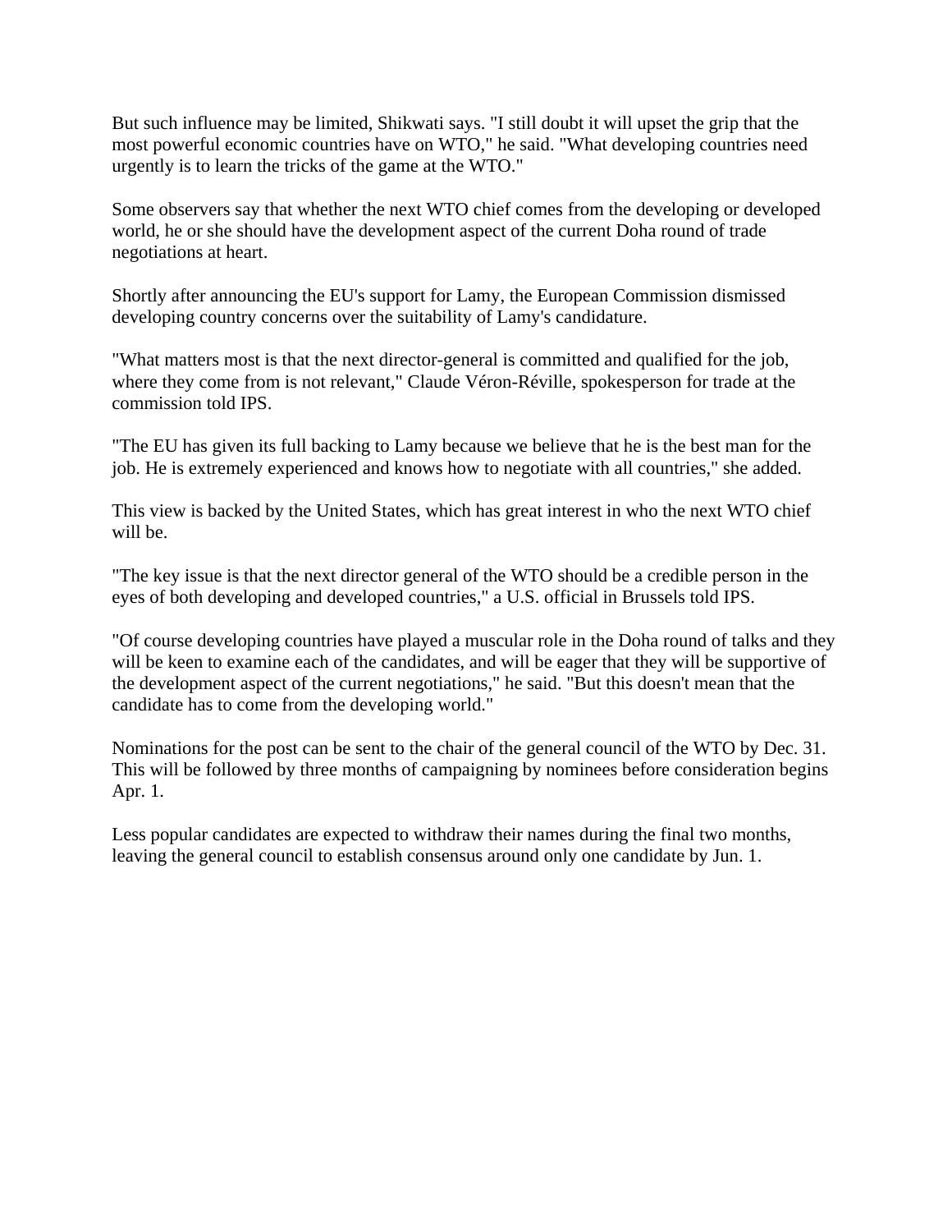But such influence may be limited, Shikwati says. "I still doubt it will upset the grip that the most powerful economic countries have on WTO," he said. "What developing countries need urgently is to learn the tricks of the game at the WTO."

Some observers say that whether the next WTO chief comes from the developing or developed world, he or she should have the development aspect of the current Doha round of trade negotiations at heart.

Shortly after announcing the EU's support for Lamy, the European Commission dismissed developing country concerns over the suitability of Lamy's candidature.

"What matters most is that the next director-general is committed and qualified for the job, where they come from is not relevant," Claude Véron-Réville, spokesperson for trade at the commission told IPS.

"The EU has given its full backing to Lamy because we believe that he is the best man for the job. He is extremely experienced and knows how to negotiate with all countries," she added.

This view is backed by the United States, which has great interest in who the next WTO chief will be.

"The key issue is that the next director general of the WTO should be a credible person in the eyes of both developing and developed countries," a U.S. official in Brussels told IPS.

"Of course developing countries have played a muscular role in the Doha round of talks and they will be keen to examine each of the candidates, and will be eager that they will be supportive of the development aspect of the current negotiations," he said. "But this doesn't mean that the candidate has to come from the developing world."

Nominations for the post can be sent to the chair of the general council of the WTO by Dec. 31. This will be followed by three months of campaigning by nominees before consideration begins Apr. 1.

Less popular candidates are expected to withdraw their names during the final two months, leaving the general council to establish consensus around only one candidate by Jun. 1.